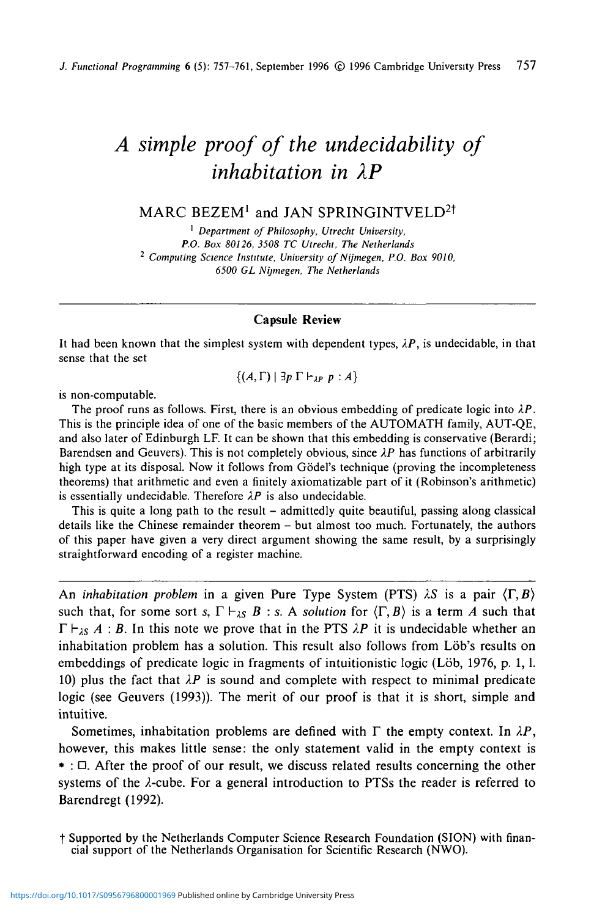# A simple proof of the undecidability of inhabitation in $\lambda P$

MARC BEZEM[1] and JAN SPRINGINTVELD[2†]

[1] *Department of Philosophy, Utrecht University, P.O. Box 80126, 3508 TC Utrecht, The Netherlands*

[2] *Computing Science Institute, University of Nijmegen, P.O. Box 9010, 6500 GL Nijmegen, The Netherlands*

---

### Capsule Review

It had been known that the simplest system with dependent types, $\lambda P$, is undecidable, in that sense that the set

$$\{(A, \Gamma) \mid \exists p\, \Gamma \vdash_{\lambda P} p : A\}$$

is non-computable.

The proof runs as follows. First, there is an obvious embedding of predicate logic into $\lambda P$. This is the principle idea of one of the basic members of the AUTOMATH family, AUT-QE, and also later of Edinburgh LF. It can be shown that this embedding is conservative (Berardi; Barendsen and Geuvers). This is not completely obvious, since $\lambda P$ has functions of arbitrarily high type at its disposal. Now it follows from Gödel's technique (proving the incompleteness theorems) that arithmetic and even a finitely axiomatizable part of it (Robinson's arithmetic) is essentially undecidable. Therefore $\lambda P$ is also undecidable.

This is quite a long path to the result – admittedly quite beautiful, passing along classical details like the Chinese remainder theorem – but almost too much. Fortunately, the authors of this paper have given a very direct argument showing the same result, by a surprisingly straightforward encoding of a register machine.

---

An *inhabitation problem* in a given Pure Type System (PTS) $\lambda S$ is a pair $\langle \Gamma, B \rangle$ such that, for some sort $s$, $\Gamma \vdash_{\lambda S} B : s$. A *solution* for $\langle \Gamma, B \rangle$ is a term $A$ such that $\Gamma \vdash_{\lambda S} A : B$. In this note we prove that in the PTS $\lambda P$ it is undecidable whether an inhabitation problem has a solution. This result also follows from Löb's results on embeddings of predicate logic in fragments of intuitionistic logic (Löb, 1976, p. 1, l. 10) plus the fact that $\lambda P$ is sound and complete with respect to minimal predicate logic (see Geuvers (1993)). The merit of our proof is that it is short, simple and intuitive.

Sometimes, inhabitation problems are defined with $\Gamma$ the empty context. In $\lambda P$, however, this makes little sense: the only statement valid in the empty context is $* : \square$. After the proof of our result, we discuss related results concerning the other systems of the $\lambda$-cube. For a general introduction to PTSs the reader is referred to Barendregt (1992).

† Supported by the Netherlands Computer Science Research Foundation (SION) with financial support of the Netherlands Organisation for Scientific Research (NWO).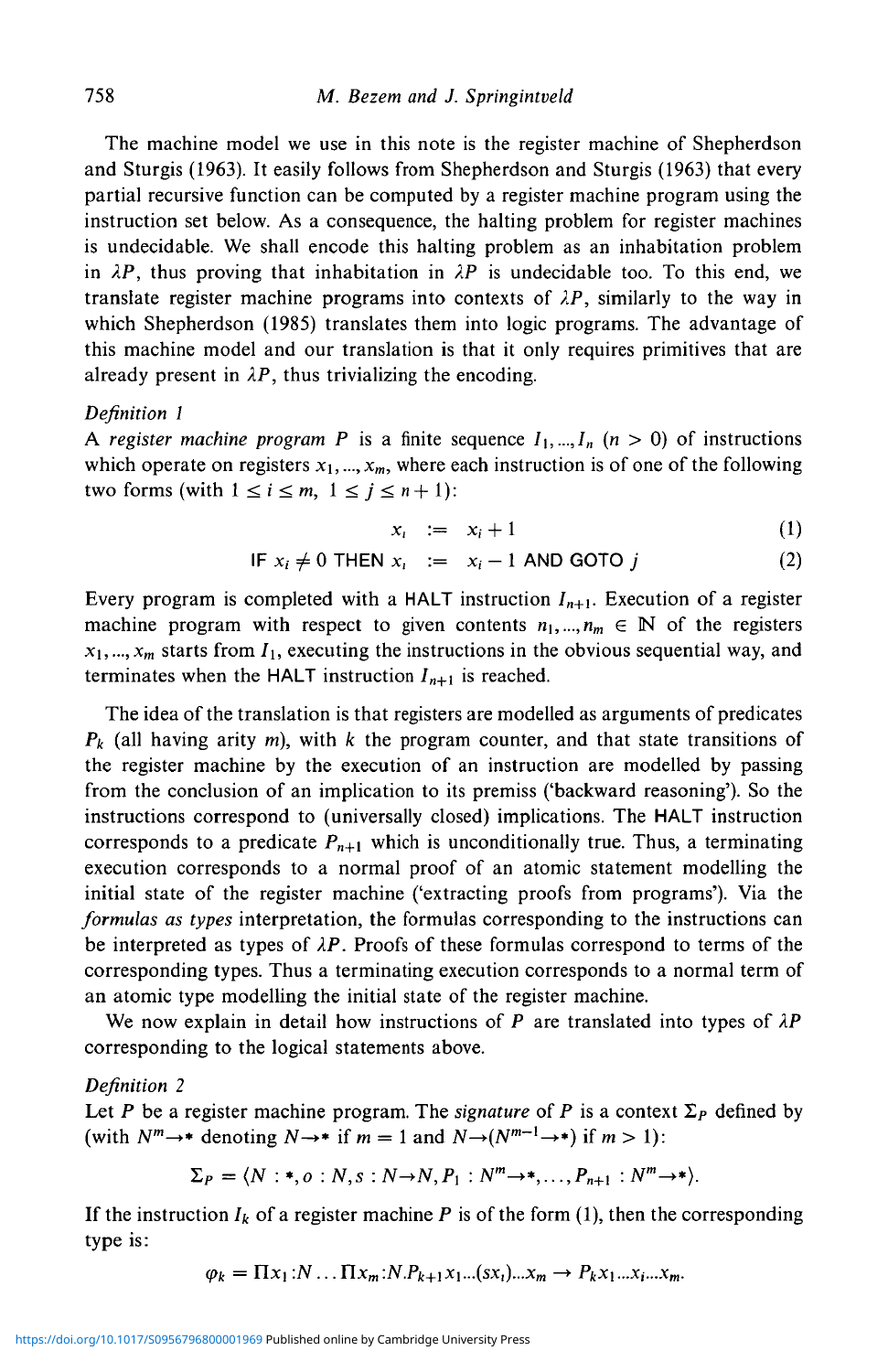The machine model we use in this note is the register machine of Shepherdson and Sturgis (1963). It easily follows from Shepherdson and Sturgis (1963) that every partial recursive function can be computed by a register machine program using the instruction set below. As a consequence, the halting problem for register machines is undecidable. We shall encode this halting problem as an inhabitation problem in $\lambda P$, thus proving that inhabitation in $\lambda P$ is undecidable too. To this end, we translate register machine programs into contexts of $\lambda P$, similarly to the way in which Shepherdson (1985) translates them into logic programs. The advantage of this machine model and our translation is that it only requires primitives that are already present in $\lambda P$, thus trivializing the encoding.

*Definition 1*

A *register machine program* $P$ is a finite sequence $I_1, ..., I_n$ $(n > 0)$ of instructions which operate on registers $x_1, ..., x_m$, where each instruction is of one of the following two forms (with $1 \leq i \leq m$, $1 \leq j \leq n+1$):

$$x_i \;:=\; x_i + 1 \tag{1}$$

$$\text{IF } x_i \neq 0 \text{ THEN } x_i \;:=\; x_i - 1 \text{ AND GOTO } j \tag{2}$$

Every program is completed with a HALT instruction $I_{n+1}$. Execution of a register machine program with respect to given contents $n_1, ..., n_m \in \mathbb{N}$ of the registers $x_1, ..., x_m$ starts from $I_1$, executing the instructions in the obvious sequential way, and terminates when the HALT instruction $I_{n+1}$ is reached.

The idea of the translation is that registers are modelled as arguments of predicates $P_k$ (all having arity $m$), with $k$ the program counter, and that state transitions of the register machine by the execution of an instruction are modelled by passing from the conclusion of an implication to its premiss ('backward reasoning'). So the instructions correspond to (universally closed) implications. The HALT instruction corresponds to a predicate $P_{n+1}$ which is unconditionally true. Thus, a terminating execution corresponds to a normal proof of an atomic statement modelling the initial state of the register machine ('extracting proofs from programs'). Via the *formulas as types* interpretation, the formulas corresponding to the instructions can be interpreted as types of $\lambda P$. Proofs of these formulas correspond to terms of the corresponding types. Thus a terminating execution corresponds to a normal term of an atomic type modelling the initial state of the register machine.

We now explain in detail how instructions of $P$ are translated into types of $\lambda P$ corresponding to the logical statements above.

*Definition 2*

Let $P$ be a register machine program. The *signature* of $P$ is a context $\Sigma_P$ defined by (with $N^m \to *$ denoting $N \to *$ if $m = 1$ and $N \to (N^{m-1} \to *)$ if $m > 1$):

$$\Sigma_P = \langle N : *, o : N, s : N \to N, P_1 : N^m \to *, \ldots, P_{n+1} : N^m \to * \rangle.$$

If the instruction $I_k$ of a register machine $P$ is of the form (1), then the corresponding type is:

$$\varphi_k = \Pi x_1 : N \ldots \Pi x_m : N. P_{k+1} x_1 ... (s x_i) ... x_m \to P_k x_1 ... x_i ... x_m.$$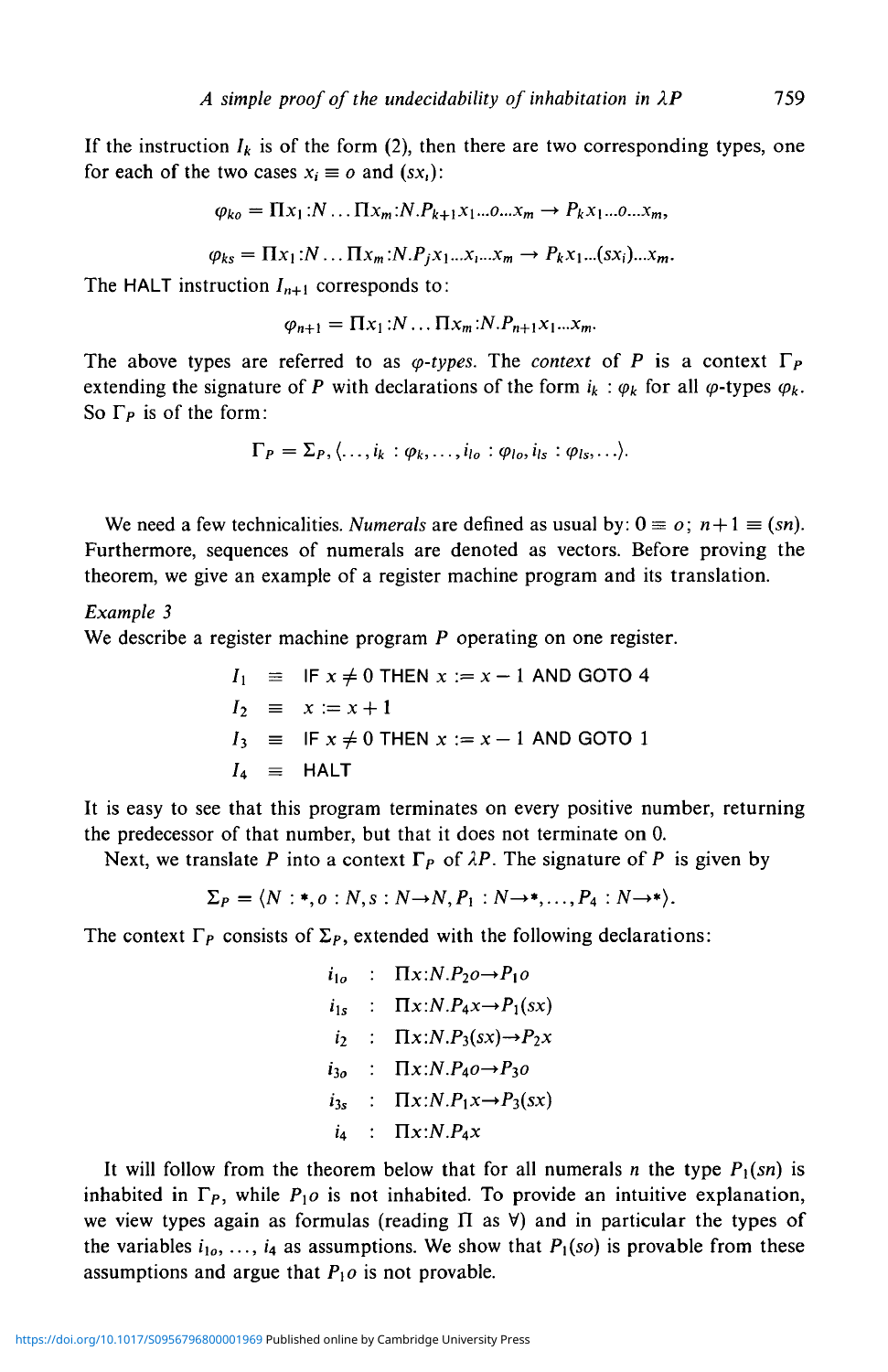If the instruction $I_k$ is of the form (2), then there are two corresponding types, one for each of the two cases $x_i \equiv o$ and $(sx_i)$:

$$\varphi_{ko} = \Pi x_1{:}N \ldots \Pi x_m{:}N.P_{k+1}x_1...o...x_m \rightarrow P_k x_1...o...x_m,$$

$$\varphi_{ks} = \Pi x_1{:}N \ldots \Pi x_m{:}N.P_j x_1...x_i...x_m \rightarrow P_k x_1...(sx_i)...x_m.$$

The HALT instruction $I_{n+1}$ corresponds to:

$$\varphi_{n+1} = \Pi x_1{:}N \ldots \Pi x_m{:}N.P_{n+1}x_1...x_m.$$

The above types are referred to as *$\varphi$-types*. The *context* of $P$ is a context $\Gamma_P$ extending the signature of $P$ with declarations of the form $i_k : \varphi_k$ for all $\varphi$-types $\varphi_k$. So $\Gamma_P$ is of the form:

$$\Gamma_P = \Sigma_P, \langle \ldots, i_k : \varphi_k, \ldots, i_{lo} : \varphi_{lo}, i_{ls} : \varphi_{ls}, \ldots \rangle.$$

We need a few technicalities. *Numerals* are defined as usual by: $0 \equiv o$; $n+1 \equiv (sn)$. Furthermore, sequences of numerals are denoted as vectors. Before proving the theorem, we give an example of a register machine program and its translation.

*Example 3*

We describe a register machine program $P$ operating on one register.

$$\begin{aligned}
I_1 &\equiv \text{IF } x \neq 0 \text{ THEN } x := x - 1 \text{ AND GOTO } 4\\
I_2 &\equiv x := x + 1\\
I_3 &\equiv \text{IF } x \neq 0 \text{ THEN } x := x - 1 \text{ AND GOTO } 1\\
I_4 &\equiv \text{HALT}
\end{aligned}$$

It is easy to see that this program terminates on every positive number, returning the predecessor of that number, but that it does not terminate on 0.

Next, we translate $P$ into a context $\Gamma_P$ of $\lambda P$. The signature of $P$ is given by

$$\Sigma_P = \langle N : *, o : N, s : N \rightarrow N, P_1 : N \rightarrow *, \ldots, P_4 : N \rightarrow * \rangle.$$

The context $\Gamma_P$ consists of $\Sigma_P$, extended with the following declarations:

$$\begin{aligned}
i_{1o} &: \Pi x{:}N.P_2 o \rightarrow P_1 o\\
i_{1s} &: \Pi x{:}N.P_4 x \rightarrow P_1(sx)\\
i_2 &: \Pi x{:}N.P_3(sx) \rightarrow P_2 x\\
i_{3o} &: \Pi x{:}N.P_4 o \rightarrow P_3 o\\
i_{3s} &: \Pi x{:}N.P_1 x \rightarrow P_3(sx)\\
i_4 &: \Pi x{:}N.P_4 x
\end{aligned}$$

It will follow from the theorem below that for all numerals $n$ the type $P_1(sn)$ is inhabited in $\Gamma_P$, while $P_1 o$ is not inhabited. To provide an intuitive explanation, we view types again as formulas (reading $\Pi$ as $\forall$) and in particular the types of the variables $i_{1o}, \ldots, i_4$ as assumptions. We show that $P_1(so)$ is provable from these assumptions and argue that $P_1 o$ is not provable.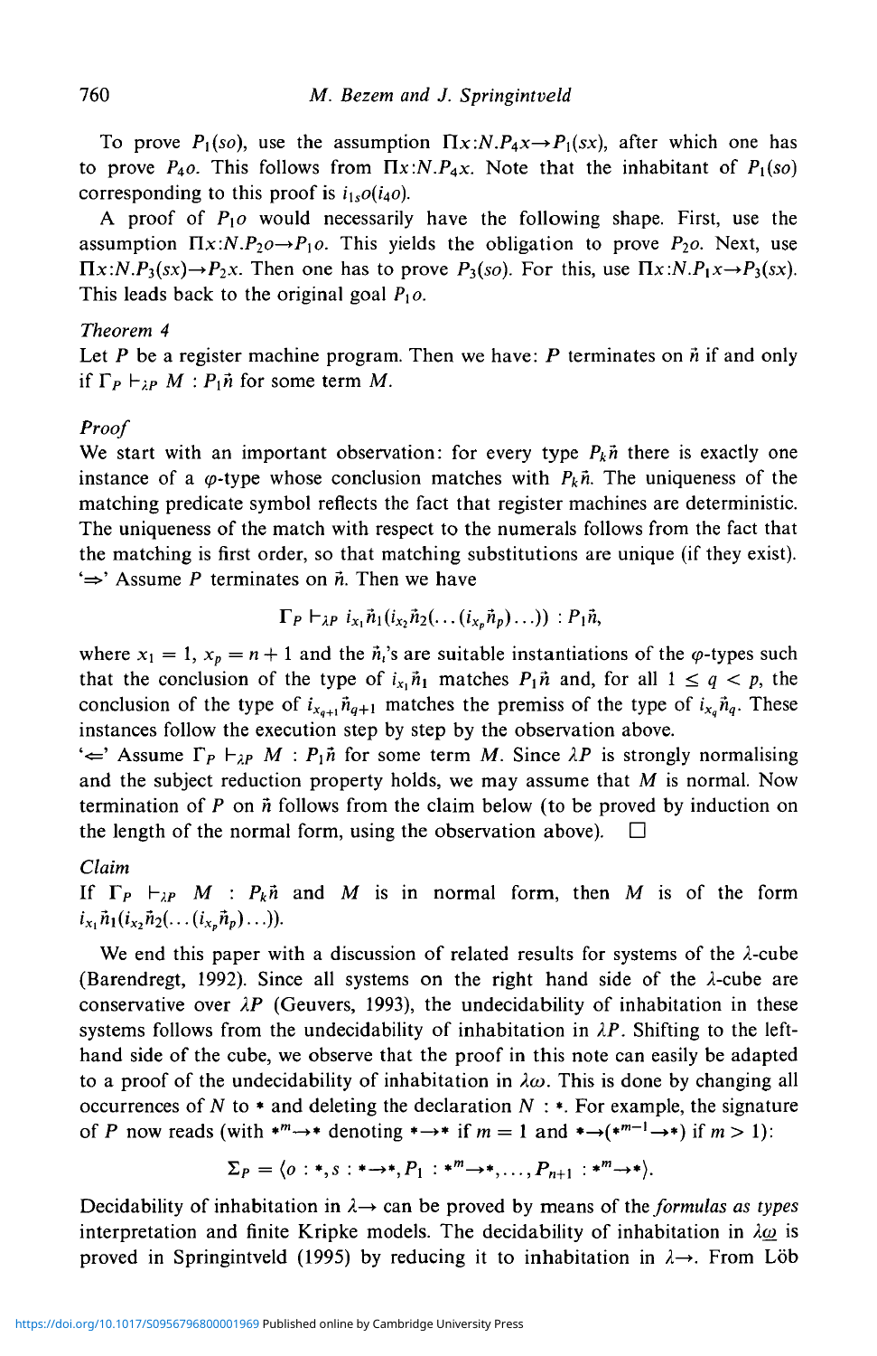To prove $P_1(so)$, use the assumption $\Pi x{:}N.P_4x \to P_1(sx)$, after which one has to prove $P_4o$. This follows from $\Pi x{:}N.P_4x$. Note that the inhabitant of $P_1(so)$ corresponding to this proof is $i_{1_s}o(i_4o)$.

A proof of $P_1o$ would necessarily have the following shape. First, use the assumption $\Pi x{:}N.P_2o \to P_1o$. This yields the obligation to prove $P_2o$. Next, use $\Pi x{:}N.P_3(sx) \to P_2x$. Then one has to prove $P_3(so)$. For this, use $\Pi x{:}N.P_1x \to P_3(sx)$. This leads back to the original goal $P_1o$.

*Theorem 4*

Let $P$ be a register machine program. Then we have: $P$ terminates on $\vec{n}$ if and only if $\Gamma_P \vdash_{\lambda P} M : P_1\vec{n}$ for some term $M$.

*Proof*

We start with an important observation: for every type $P_k\vec{n}$ there is exactly one instance of a $\varphi$-type whose conclusion matches with $P_k\vec{n}$. The uniqueness of the matching predicate symbol reflects the fact that register machines are deterministic. The uniqueness of the match with respect to the numerals follows from the fact that the matching is first order, so that matching substitutions are unique (if they exist).

'$\Rightarrow$' Assume $P$ terminates on $\vec{n}$. Then we have

$$\Gamma_P \vdash_{\lambda P} i_{x_1}\vec{n}_1(i_{x_2}\vec{n}_2(\ldots(i_{x_p}\vec{n}_p)\ldots)) : P_1\vec{n},$$

where $x_1 = 1$, $x_p = n+1$ and the $\vec{n}_i$'s are suitable instantiations of the $\varphi$-types such that the conclusion of the type of $i_{x_1}\vec{n}_1$ matches $P_1\vec{n}$ and, for all $1 \leq q < p$, the conclusion of the type of $i_{x_{q+1}}\vec{n}_{q+1}$ matches the premiss of the type of $i_{x_q}\vec{n}_q$. These instances follow the execution step by step by the observation above.

'$\Leftarrow$' Assume $\Gamma_P \vdash_{\lambda P} M : P_1\vec{n}$ for some term $M$. Since $\lambda P$ is strongly normalising and the subject reduction property holds, we may assume that $M$ is normal. Now termination of $P$ on $\vec{n}$ follows from the claim below (to be proved by induction on the length of the normal form, using the observation above). $\square$

*Claim*

If $\Gamma_P \vdash_{\lambda P} M : P_k\vec{n}$ and $M$ is in normal form, then $M$ is of the form $i_{x_1}\vec{n}_1(i_{x_2}\vec{n}_2(\ldots(i_{x_p}\vec{n}_p)\ldots))$.

We end this paper with a discussion of related results for systems of the $\lambda$-cube (Barendregt, 1992). Since all systems on the right hand side of the $\lambda$-cube are conservative over $\lambda P$ (Geuvers, 1993), the undecidability of inhabitation in these systems follows from the undecidability of inhabitation in $\lambda P$. Shifting to the left-hand side of the cube, we observe that the proof in this note can easily be adapted to a proof of the undecidability of inhabitation in $\lambda\omega$. This is done by changing all occurrences of $N$ to $*$ and deleting the declaration $N : *$. For example, the signature of $P$ now reads (with $*^m{\to}*$ denoting $*{\to}*$ if $m = 1$ and $*{\to}(*^{m-1}{\to}*)$ if $m > 1$):

$$\Sigma_P = \langle o : *, s : *{\to}*, P_1 : *^m{\to}*, \ldots, P_{n+1} : *^m{\to}* \rangle.$$

Decidability of inhabitation in $\lambda{\to}$ can be proved by means of the *formulas as types* interpretation and finite Kripke models. The decidability of inhabitation in $\lambda\underline{\omega}$ is proved in Springintveld (1995) by reducing it to inhabitation in $\lambda{\to}$. From Löb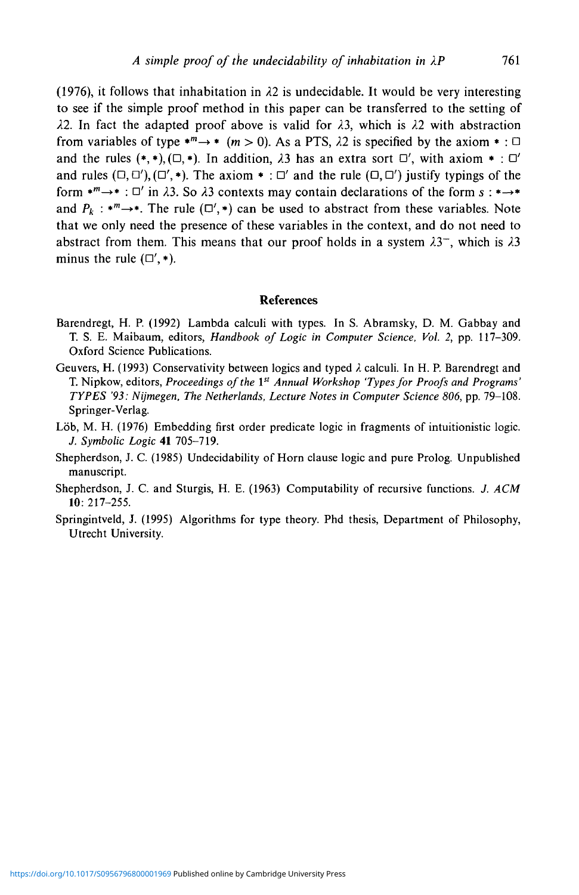(1976), it follows that inhabitation in $\lambda 2$ is undecidable. It would be very interesting to see if the simple proof method in this paper can be transferred to the setting of $\lambda 2$. In fact the adapted proof above is valid for $\lambda 3$, which is $\lambda 2$ with abstraction from variables of type $*^m \rightarrow *$ ($m > 0$). As a PTS, $\lambda 2$ is specified by the axiom $* : \Box$ and the rules $(*, *), (\Box, *)$. In addition, $\lambda 3$ has an extra sort $\Box'$, with axiom $* : \Box'$ and rules $(\Box, \Box'), (\Box', *)$. The axiom $* : \Box'$ and the rule $(\Box, \Box')$ justify typings of the form $*^m \rightarrow * : \Box'$ in $\lambda 3$. So $\lambda 3$ contexts may contain declarations of the form $s : * \rightarrow *$ and $P_k : *^m \rightarrow *$. The rule $(\Box', *)$ can be used to abstract from these variables. Note that we only need the presence of these variables in the context, and do not need to abstract from them. This means that our proof holds in a system $\lambda 3^-$, which is $\lambda 3$ minus the rule $(\Box', *)$.

## References

Barendregt, H. P. (1992) Lambda calculi with types. In S. Abramsky, D. M. Gabbay and T. S. E. Maibaum, editors, *Handbook of Logic in Computer Science, Vol. 2*, pp. 117–309. Oxford Science Publications.

Geuvers, H. (1993) Conservativity between logics and typed $\lambda$ calculi. In H. P. Barendregt and T. Nipkow, editors, *Proceedings of the 1st Annual Workshop 'Types for Proofs and Programs' TYPES '93: Nijmegen, The Netherlands, Lecture Notes in Computer Science 806*, pp. 79–108. Springer-Verlag.

Löb, M. H. (1976) Embedding first order predicate logic in fragments of intuitionistic logic. *J. Symbolic Logic* **41** 705–719.

Shepherdson, J. C. (1985) Undecidability of Horn clause logic and pure Prolog. Unpublished manuscript.

Shepherdson, J. C. and Sturgis, H. E. (1963) Computability of recursive functions. *J. ACM* **10**: 217–255.

Springintveld, J. (1995) Algorithms for type theory. Phd thesis, Department of Philosophy, Utrecht University.